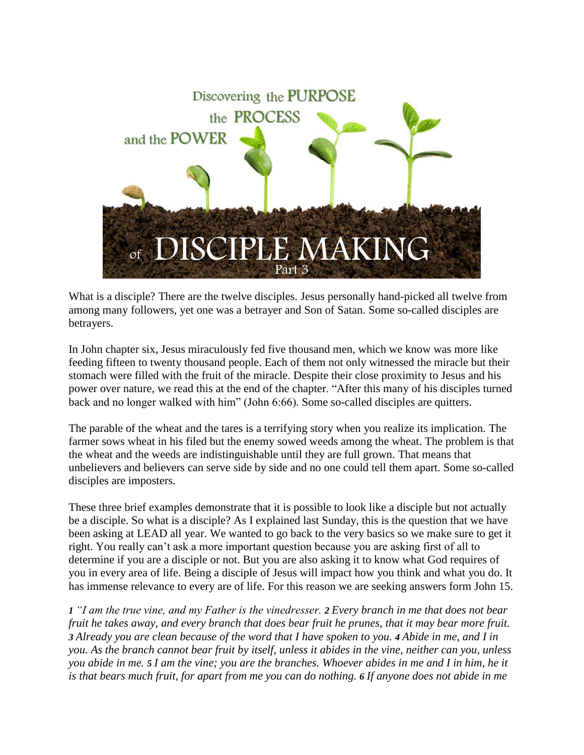# Discovering the PURPOSE the PROCESS and the POWER of DISCIPLE MAKING

## Part 3

What is a disciple? There are the twelve disciples. Jesus personally hand-picked all twelve from among many followers, yet one was a betrayer and Son of Satan. Some so-called disciples are betrayers.

In John chapter six, Jesus miraculously fed five thousand men, which we know was more like feeding fifteen to twenty thousand people. Each of them not only witnessed the miracle but their stomach were filled with the fruit of the miracle. Despite their close proximity to Jesus and his power over nature, we read this at the end of the chapter. "After this many of his disciples turned back and no longer walked with him" (John 6:66). Some so-called disciples are quitters.

The parable of the wheat and the tares is a terrifying story when you realize its implication. The farmer sows wheat in his filed but the enemy sowed weeds among the wheat. The problem is that the wheat and the weeds are indistinguishable until they are full grown. That means that unbelievers and believers can serve side by side and no one could tell them apart. Some so-called disciples are imposters.

These three brief examples demonstrate that it is possible to look like a disciple but not actually be a disciple. So what is a disciple? As I explained last Sunday, this is the question that we have been asking at LEAD all year. We wanted to go back to the very basics so we make sure to get it right. You really can't ask a more important question because you are asking first of all to determine if you are a disciple or not. But you are also asking it to know what God requires of you in every area of life. Being a disciple of Jesus will impact how you think and what you do. It has immense relevance to every are of life. For this reason we are seeking answers form John 15.

***1*** *"I am the true vine, and my Father is the vinedresser.* ***2*** *Every branch in me that does not bear fruit he takes away, and every branch that does bear fruit he prunes, that it may bear more fruit.* ***3*** *Already you are clean because of the word that I have spoken to you.* ***4*** *Abide in me, and I in you. As the branch cannot bear fruit by itself, unless it abides in the vine, neither can you, unless you abide in me.* ***5*** *I am the vine; you are the branches. Whoever abides in me and I in him, he it is that bears much fruit, for apart from me you can do nothing.* ***6*** *If anyone does not abide in me*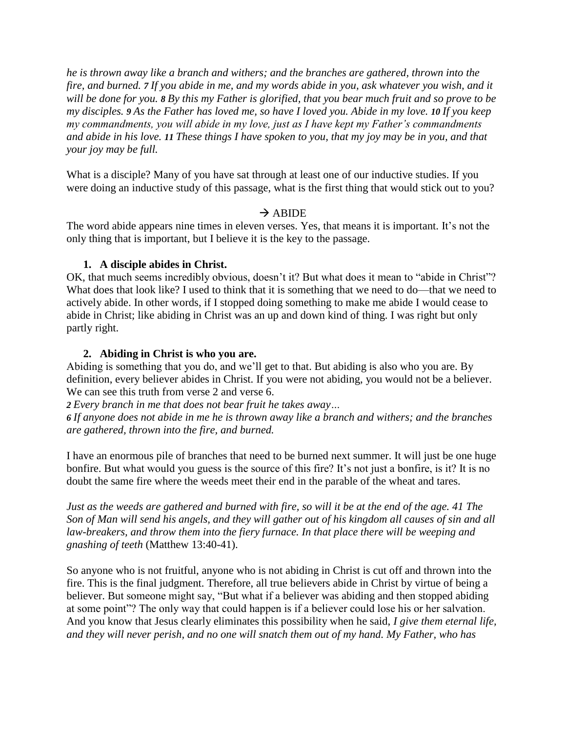*he is thrown away like a branch and withers; and the branches are gathered, thrown into the fire, and burned. **7** If you abide in me, and my words abide in you, ask whatever you wish, and it will be done for you. **8** By this my Father is glorified, that you bear much fruit and so prove to be my disciples. **9** As the Father has loved me, so have I loved you. Abide in my love. **10** If you keep my commandments, you will abide in my love, just as I have kept my Father's commandments and abide in his love. **11** These things I have spoken to you, that my joy may be in you, and that your joy may be full.*

What is a disciple? Many of you have sat through at least one of our inductive studies. If you were doing an inductive study of this passage, what is the first thing that would stick out to you?

→ ABIDE

The word abide appears nine times in eleven verses. Yes, that means it is important. It's not the only thing that is important, but I believe it is the key to the passage.

1. **A disciple abides in Christ.**

OK, that much seems incredibly obvious, doesn't it? But what does it mean to "abide in Christ"? What does that look like? I used to think that it is something that we need to do—that we need to actively abide. In other words, if I stopped doing something to make me abide I would cease to abide in Christ; like abiding in Christ was an up and down kind of thing. I was right but only partly right.

2. **Abiding in Christ is who you are.**

Abiding is something that you do, and we'll get to that. But abiding is also who you are. By definition, every believer abides in Christ. If you were not abiding, you would not be a believer. We can see this truth from verse 2 and verse 6.

***2** Every branch in me that does not bear fruit he takes away…*

***6** If anyone does not abide in me he is thrown away like a branch and withers; and the branches are gathered, thrown into the fire, and burned.*

I have an enormous pile of branches that need to be burned next summer. It will just be one huge bonfire. But what would you guess is the source of this fire? It's not just a bonfire, is it? It is no doubt the same fire where the weeds meet their end in the parable of the wheat and tares.

*Just as the weeds are gathered and burned with fire, so will it be at the end of the age. 41 The Son of Man will send his angels, and they will gather out of his kingdom all causes of sin and all law-breakers, and throw them into the fiery furnace. In that place there will be weeping and gnashing of teeth* (Matthew 13:40-41).

So anyone who is not fruitful, anyone who is not abiding in Christ is cut off and thrown into the fire. This is the final judgment. Therefore, all true believers abide in Christ by virtue of being a believer. But someone might say, "But what if a believer was abiding and then stopped abiding at some point"? The only way that could happen is if a believer could lose his or her salvation. And you know that Jesus clearly eliminates this possibility when he said, *I give them eternal life, and they will never perish, and no one will snatch them out of my hand. My Father, who has*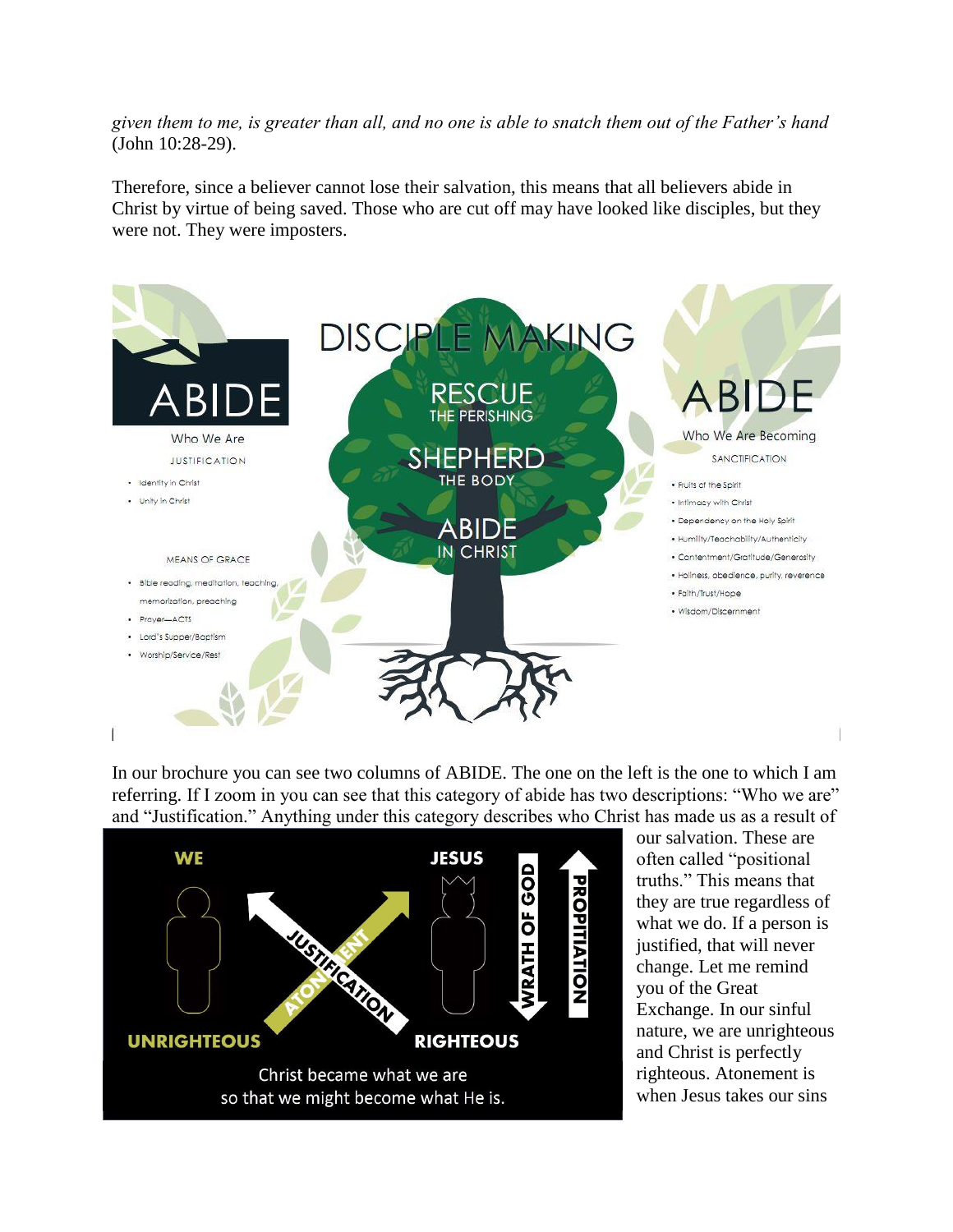*given them to me, is greater than all, and no one is able to snatch them out of the Father's hand* (John 10:28-29).

Therefore, since a believer cannot lose their salvation, this means that all believers abide in Christ by virtue of being saved. Those who are cut off may have looked like disciples, but they were not. They were imposters.

## DISCIPLE MAKING

**RESCUE** THE PERISHING

**SHEPHERD** THE BODY

**ABIDE** IN CHRIST

### ABIDE

Who We Are

JUSTIFICATION

- Identity in Christ
- Unity in Christ

MEANS OF GRACE

- Bible reading, meditation, teaching, memorization, preaching
- Prayer—ACTS
- Lord's Supper/Baptism
- Worship/Service/Rest

### ABIDE

Who We Are Becoming

SANCTIFICATION

- Fruits of the Spirit
- Intimacy with Christ
- Dependency on the Holy Spirit
- Humility/Teachability/Authenticity
- Contentment/Gratitude/Generosity
- Holiness, obedience, purity, reverence
- Faith/Trust/Hope
- Wisdom/Discernment

In our brochure you can see two columns of ABIDE. The one on the left is the one to which I am referring. If I zoom in you can see that this category of abide has two descriptions: "Who we are" and "Justification." Anything under this category describes who Christ has made us as a result of our salvation. These are often called "positional truths." This means that they are true regardless of what we do. If a person is justified, that will never change. Let me remind you of the Great Exchange. In our sinful nature, we are unrighteous and Christ is perfectly righteous. Atonement is when Jesus takes our sins

WE — JESUS

JUSTIFICATION — ATONEMENT — WRATH OF GOD — PROPITIATION

UNRIGHTEOUS — RIGHTEOUS

Christ became what we are so that we might become what He is.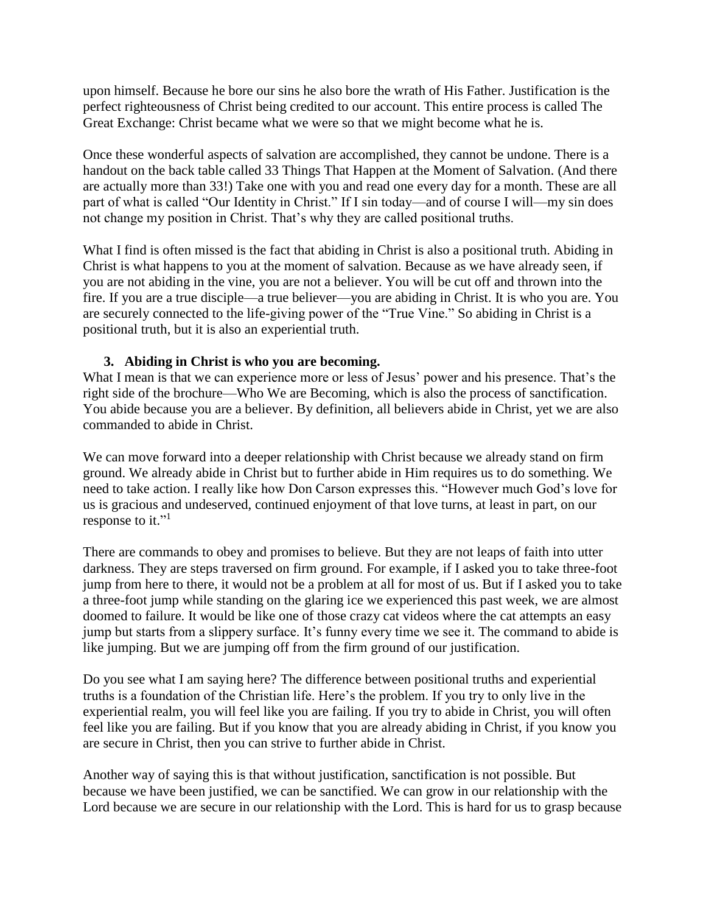upon himself. Because he bore our sins he also bore the wrath of His Father. Justification is the perfect righteousness of Christ being credited to our account. This entire process is called The Great Exchange: Christ became what we were so that we might become what he is.

Once these wonderful aspects of salvation are accomplished, they cannot be undone. There is a handout on the back table called 33 Things That Happen at the Moment of Salvation. (And there are actually more than 33!) Take one with you and read one every day for a month. These are all part of what is called "Our Identity in Christ." If I sin today—and of course I will—my sin does not change my position in Christ. That's why they are called positional truths.

What I find is often missed is the fact that abiding in Christ is also a positional truth. Abiding in Christ is what happens to you at the moment of salvation. Because as we have already seen, if you are not abiding in the vine, you are not a believer. You will be cut off and thrown into the fire. If you are a true disciple—a true believer—you are abiding in Christ. It is who you are. You are securely connected to the life-giving power of the "True Vine." So abiding in Christ is a positional truth, but it is also an experiential truth.

3. **Abiding in Christ is who you are becoming.**

What I mean is that we can experience more or less of Jesus' power and his presence. That's the right side of the brochure—Who We are Becoming, which is also the process of sanctification. You abide because you are a believer. By definition, all believers abide in Christ, yet we are also commanded to abide in Christ.

We can move forward into a deeper relationship with Christ because we already stand on firm ground. We already abide in Christ but to further abide in Him requires us to do something. We need to take action. I really like how Don Carson expresses this. "However much God's love for us is gracious and undeserved, continued enjoyment of that love turns, at least in part, on our response to it."[1]

There are commands to obey and promises to believe. But they are not leaps of faith into utter darkness. They are steps traversed on firm ground. For example, if I asked you to take three-foot jump from here to there, it would not be a problem at all for most of us. But if I asked you to take a three-foot jump while standing on the glaring ice we experienced this past week, we are almost doomed to failure. It would be like one of those crazy cat videos where the cat attempts an easy jump but starts from a slippery surface. It's funny every time we see it. The command to abide is like jumping. But we are jumping off from the firm ground of our justification.

Do you see what I am saying here? The difference between positional truths and experiential truths is a foundation of the Christian life. Here's the problem. If you try to only live in the experiential realm, you will feel like you are failing. If you try to abide in Christ, you will often feel like you are failing. But if you know that you are already abiding in Christ, if you know you are secure in Christ, then you can strive to further abide in Christ.

Another way of saying this is that without justification, sanctification is not possible. But because we have been justified, we can be sanctified. We can grow in our relationship with the Lord because we are secure in our relationship with the Lord. This is hard for us to grasp because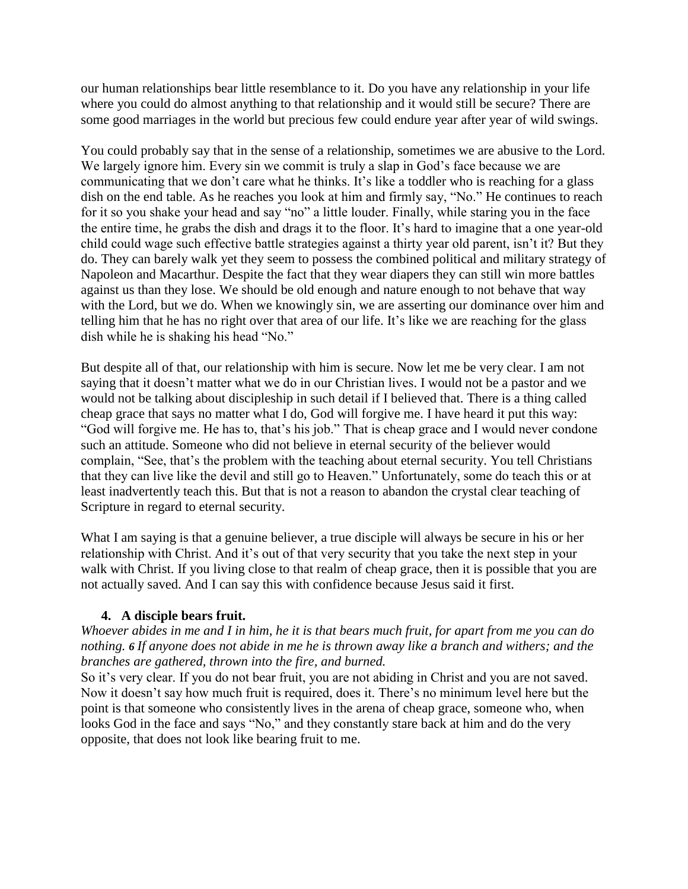our human relationships bear little resemblance to it. Do you have any relationship in your life where you could do almost anything to that relationship and it would still be secure? There are some good marriages in the world but precious few could endure year after year of wild swings.

You could probably say that in the sense of a relationship, sometimes we are abusive to the Lord. We largely ignore him. Every sin we commit is truly a slap in God's face because we are communicating that we don't care what he thinks. It's like a toddler who is reaching for a glass dish on the end table. As he reaches you look at him and firmly say, "No." He continues to reach for it so you shake your head and say "no" a little louder. Finally, while staring you in the face the entire time, he grabs the dish and drags it to the floor. It's hard to imagine that a one year-old child could wage such effective battle strategies against a thirty year old parent, isn't it? But they do. They can barely walk yet they seem to possess the combined political and military strategy of Napoleon and Macarthur. Despite the fact that they wear diapers they can still win more battles against us than they lose. We should be old enough and nature enough to not behave that way with the Lord, but we do. When we knowingly sin, we are asserting our dominance over him and telling him that he has no right over that area of our life. It's like we are reaching for the glass dish while he is shaking his head "No."

But despite all of that, our relationship with him is secure. Now let me be very clear. I am not saying that it doesn't matter what we do in our Christian lives. I would not be a pastor and we would not be talking about discipleship in such detail if I believed that. There is a thing called cheap grace that says no matter what I do, God will forgive me. I have heard it put this way: "God will forgive me. He has to, that's his job." That is cheap grace and I would never condone such an attitude. Someone who did not believe in eternal security of the believer would complain, "See, that's the problem with the teaching about eternal security. You tell Christians that they can live like the devil and still go to Heaven." Unfortunately, some do teach this or at least inadvertently teach this. But that is not a reason to abandon the crystal clear teaching of Scripture in regard to eternal security.

What I am saying is that a genuine believer, a true disciple will always be secure in his or her relationship with Christ. And it's out of that very security that you take the next step in your walk with Christ. If you living close to that realm of cheap grace, then it is possible that you are not actually saved. And I can say this with confidence because Jesus said it first.

4. **A disciple bears fruit.**

*Whoever abides in me and I in him, he it is that bears much fruit, for apart from me you can do nothing.* ***6*** *If anyone does not abide in me he is thrown away like a branch and withers; and the branches are gathered, thrown into the fire, and burned.*

So it's very clear. If you do not bear fruit, you are not abiding in Christ and you are not saved. Now it doesn't say how much fruit is required, does it. There's no minimum level here but the point is that someone who consistently lives in the arena of cheap grace, someone who, when looks God in the face and says "No," and they constantly stare back at him and do the very opposite, that does not look like bearing fruit to me.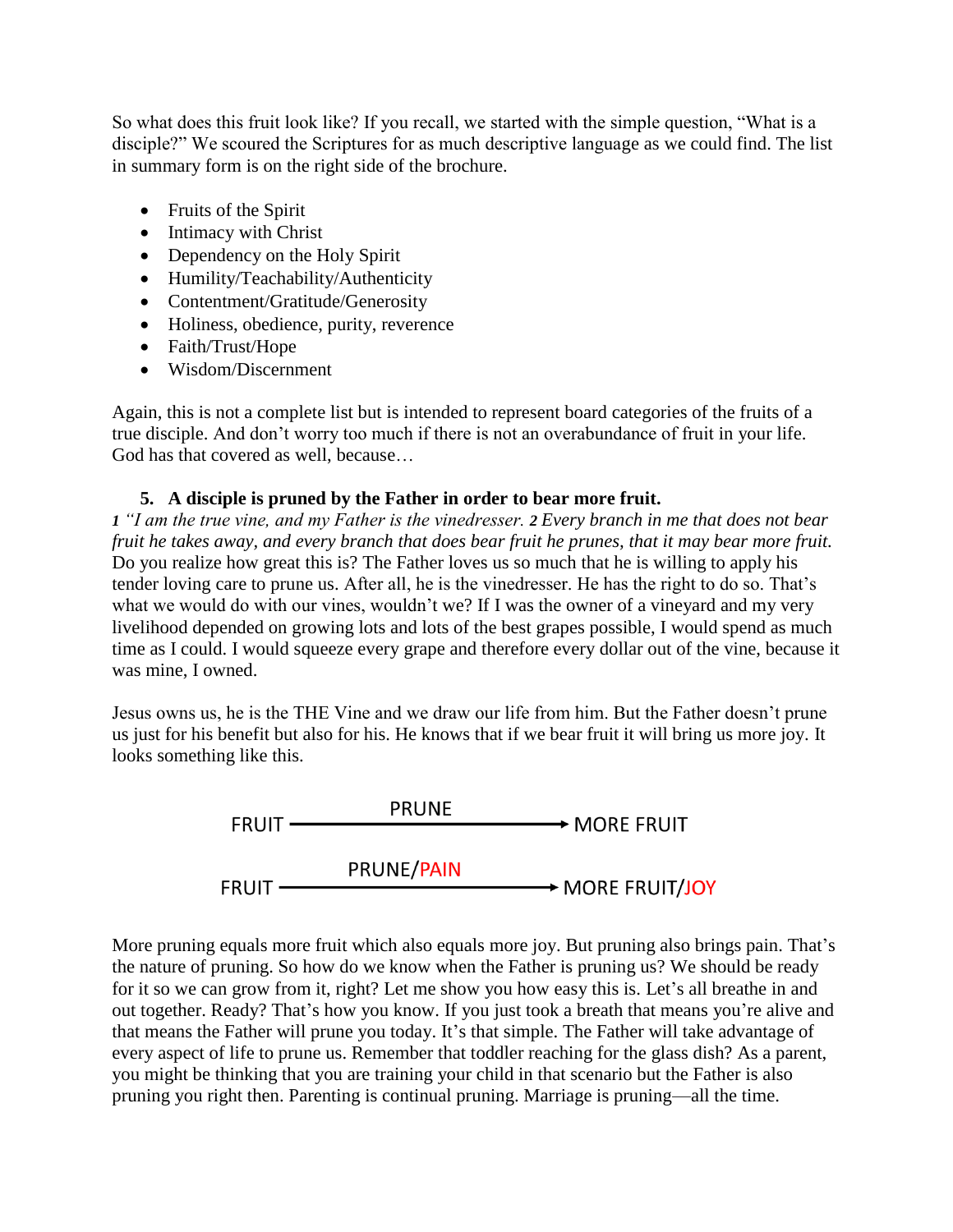So what does this fruit look like? If you recall, we started with the simple question, "What is a disciple?" We scoured the Scriptures for as much descriptive language as we could find. The list in summary form is on the right side of the brochure.

- Fruits of the Spirit
- Intimacy with Christ
- Dependency on the Holy Spirit
- Humility/Teachability/Authenticity
- Contentment/Gratitude/Generosity
- Holiness, obedience, purity, reverence
- Faith/Trust/Hope
- Wisdom/Discernment

Again, this is not a complete list but is intended to represent board categories of the fruits of a true disciple. And don't worry too much if there is not an overabundance of fruit in your life. God has that covered as well, because…

5. **A disciple is pruned by the Father in order to bear more fruit.**

***1*** *"I am the true vine, and my Father is the vinedresser.* ***2*** *Every branch in me that does not bear fruit he takes away, and every branch that does bear fruit he prunes, that it may bear more fruit.* Do you realize how great this is? The Father loves us so much that he is willing to apply his tender loving care to prune us. After all, he is the vinedresser. He has the right to do so. That's what we would do with our vines, wouldn't we? If I was the owner of a vineyard and my very livelihood depended on growing lots and lots of the best grapes possible, I would spend as much time as I could. I would squeeze every grape and therefore every dollar out of the vine, because it was mine, I owned.

Jesus owns us, he is the THE Vine and we draw our life from him. But the Father doesn't prune us just for his benefit but also for his. He knows that if we bear fruit it will bring us more joy. It looks something like this.

FRUIT —— PRUNE ——→ MORE FRUIT

FRUIT —— PRUNE/PAIN ——→ MORE FRUIT/JOY

More pruning equals more fruit which also equals more joy. But pruning also brings pain. That's the nature of pruning. So how do we know when the Father is pruning us? We should be ready for it so we can grow from it, right? Let me show you how easy this is. Let's all breathe in and out together. Ready? That's how you know. If you just took a breath that means you're alive and that means the Father will prune you today. It's that simple. The Father will take advantage of every aspect of life to prune us. Remember that toddler reaching for the glass dish? As a parent, you might be thinking that you are training your child in that scenario but the Father is also pruning you right then. Parenting is continual pruning. Marriage is pruning—all the time.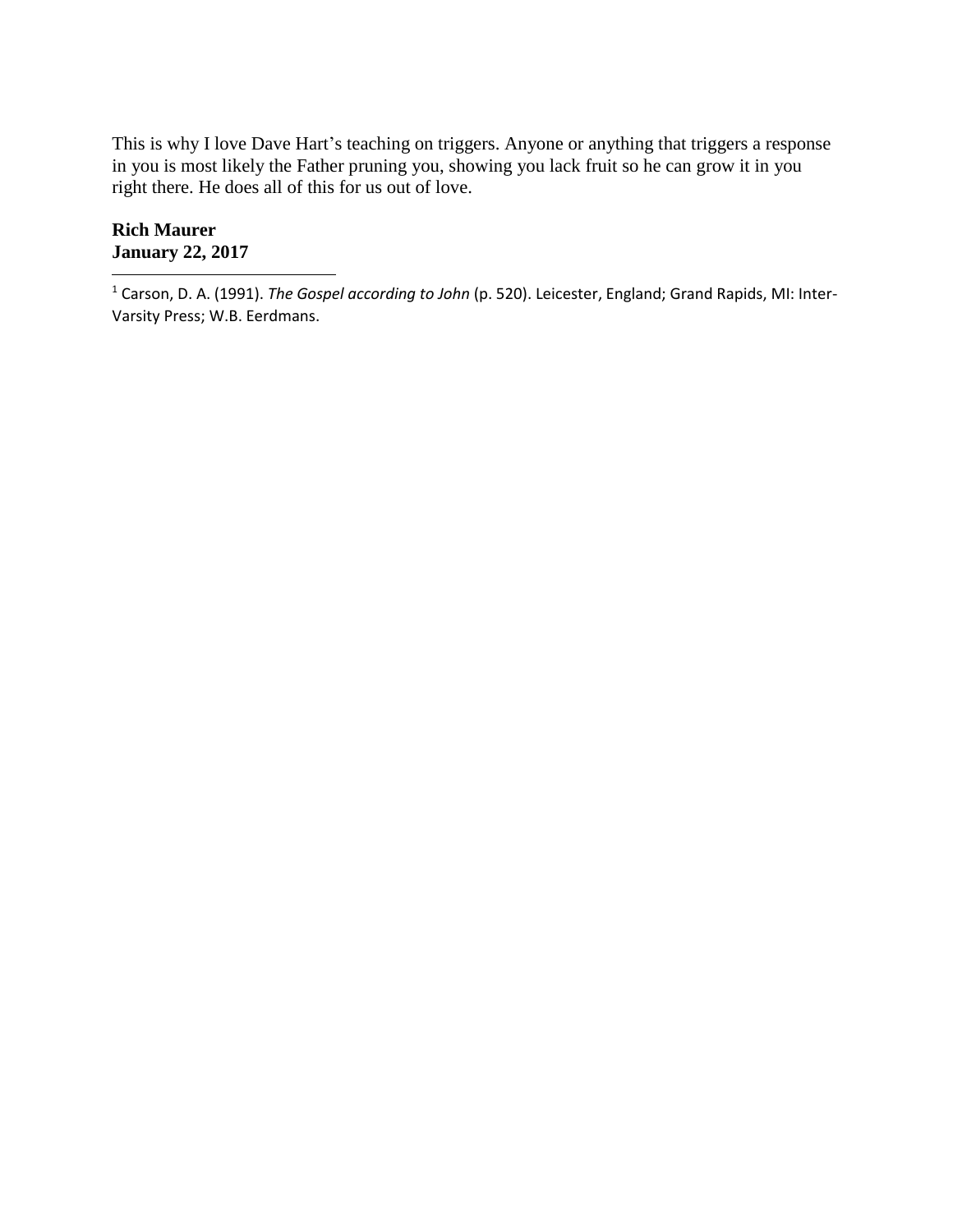This is why I love Dave Hart's teaching on triggers. Anyone or anything that triggers a response in you is most likely the Father pruning you, showing you lack fruit so he can grow it in you right there. He does all of this for us out of love.

**Rich Maurer**
**January 22, 2017**

---

[1] Carson, D. A. (1991). *The Gospel according to John* (p. 520). Leicester, England; Grand Rapids, MI: Inter-Varsity Press; W.B. Eerdmans.